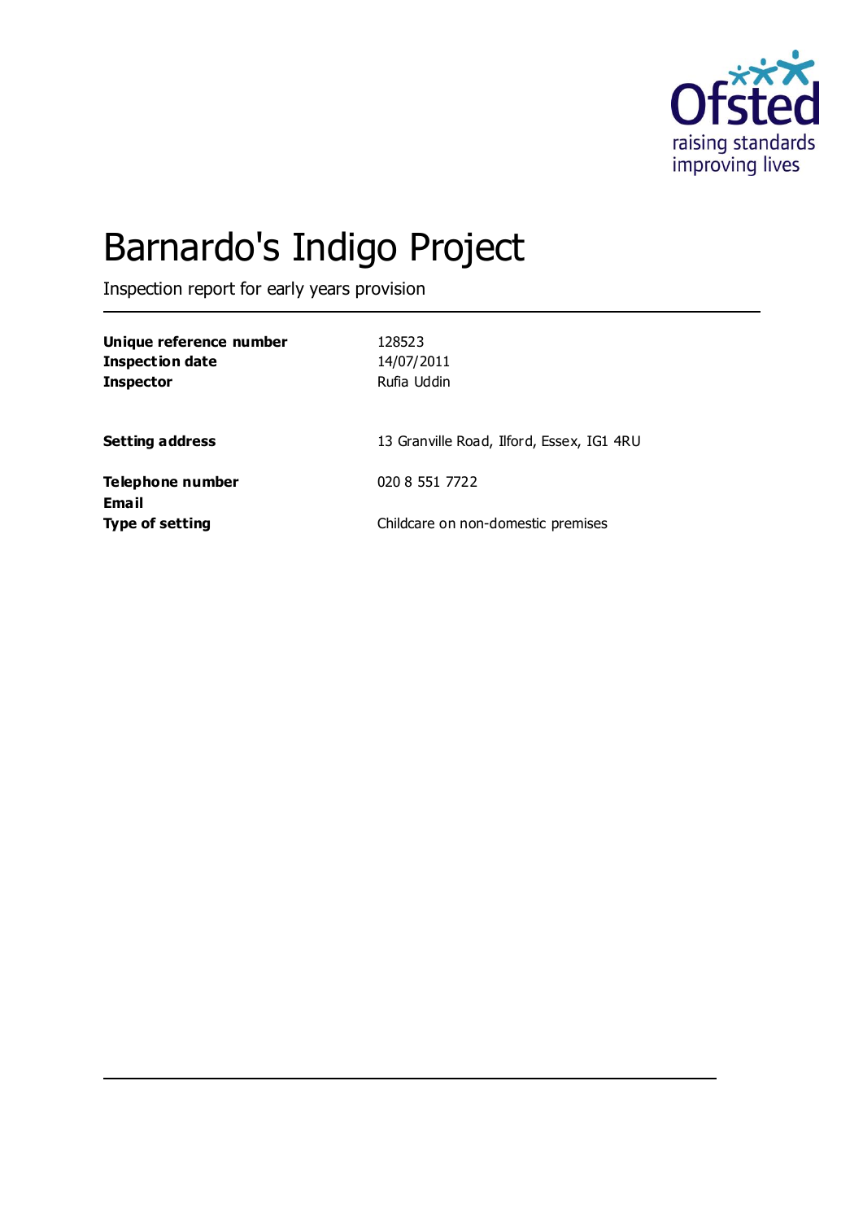# Barnardo's Indigo Project

Inspection report for early years provision

| | |
|---|---|
| **Unique reference number** | 128523 |
| **Inspection date** | 14/07/2011 |
| **Inspector** | Rufia Uddin |
| **Setting address** | 13 Granville Road, Ilford, Essex, IG1 4RU |
| **Telephone number** | 020 8 551 7722 |
| **Email** | |
| **Type of setting** | Childcare on non-domestic premises |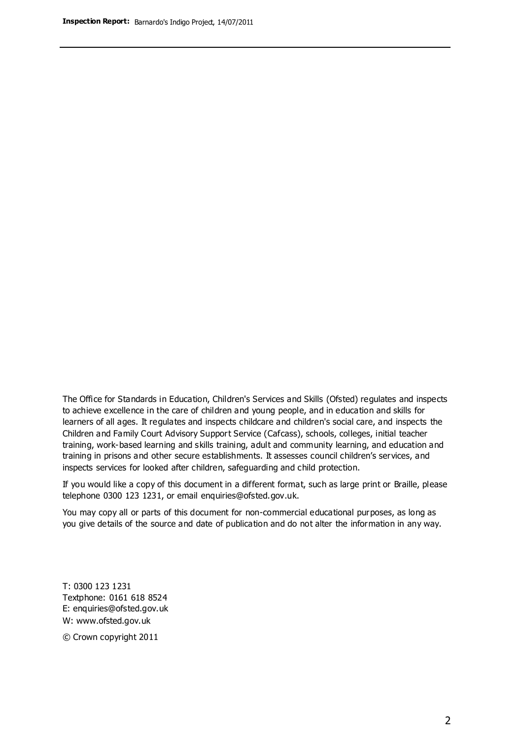The Office for Standards in Education, Children's Services and Skills (Ofsted) regulates and inspects to achieve excellence in the care of children and young people, and in education and skills for learners of all ages. It regulates and inspects childcare and children's social care, and inspects the Children and Family Court Advisory Support Service (Cafcass), schools, colleges, initial teacher training, work-based learning and skills training, adult and community learning, and education and training in prisons and other secure establishments. It assesses council children's services, and inspects services for looked after children, safeguarding and child protection.

If you would like a copy of this document in a different format, such as large print or Braille, please telephone 0300 123 1231, or email enquiries@ofsted.gov.uk.

You may copy all or parts of this document for non-commercial educational purposes, as long as you give details of the source and date of publication and do not alter the information in any way.

T: 0300 123 1231
Textphone: 0161 618 8524
E: enquiries@ofsted.gov.uk
W: www.ofsted.gov.uk

© Crown copyright 2011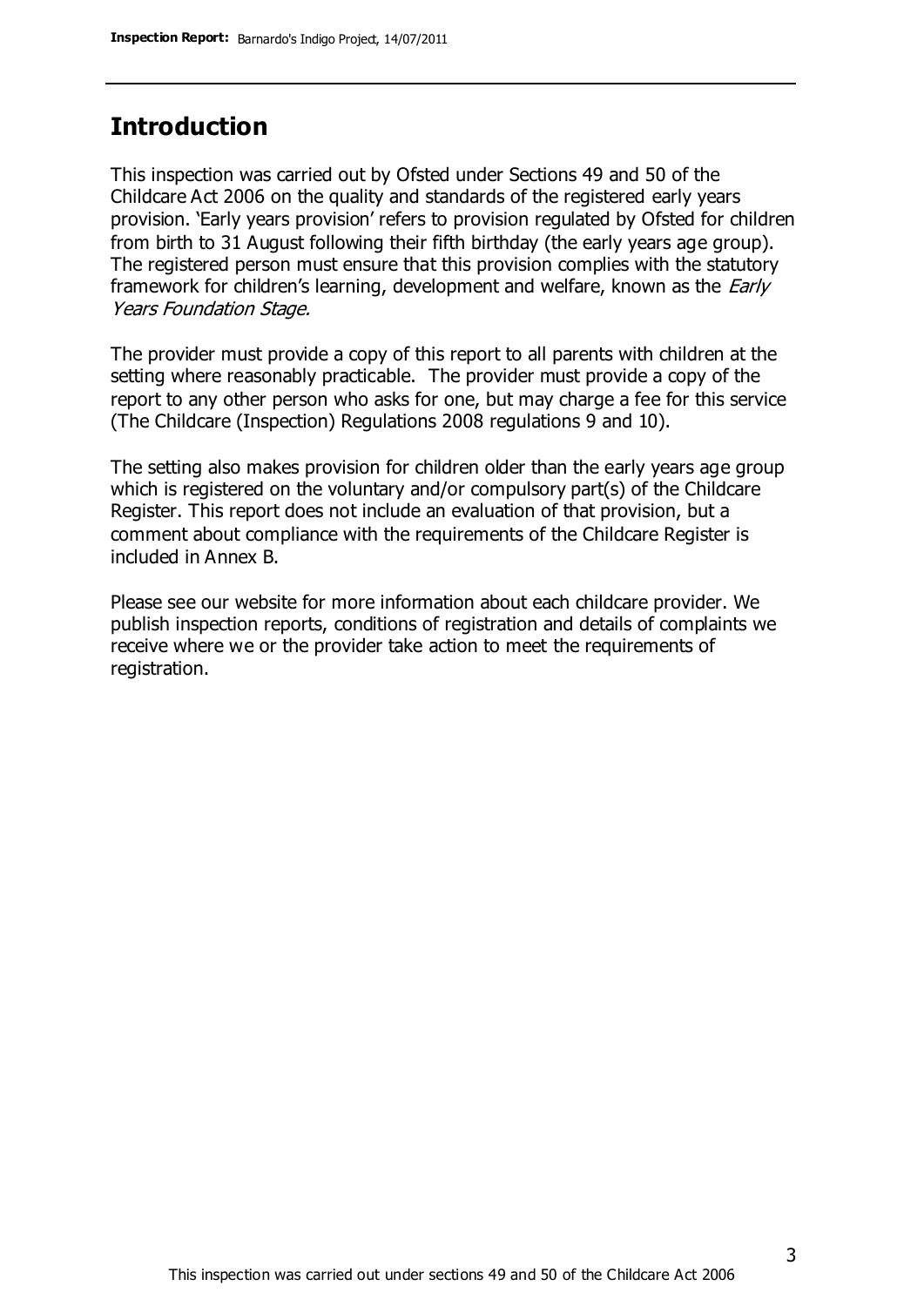## Introduction

This inspection was carried out by Ofsted under Sections 49 and 50 of the Childcare Act 2006 on the quality and standards of the registered early years provision. 'Early years provision' refers to provision regulated by Ofsted for children from birth to 31 August following their fifth birthday (the early years age group). The registered person must ensure that this provision complies with the statutory framework for children's learning, development and welfare, known as the *Early Years Foundation Stage.*

The provider must provide a copy of this report to all parents with children at the setting where reasonably practicable. The provider must provide a copy of the report to any other person who asks for one, but may charge a fee for this service (The Childcare (Inspection) Regulations 2008 regulations 9 and 10).

The setting also makes provision for children older than the early years age group which is registered on the voluntary and/or compulsory part(s) of the Childcare Register. This report does not include an evaluation of that provision, but a comment about compliance with the requirements of the Childcare Register is included in Annex B.

Please see our website for more information about each childcare provider. We publish inspection reports, conditions of registration and details of complaints we receive where we or the provider take action to meet the requirements of registration.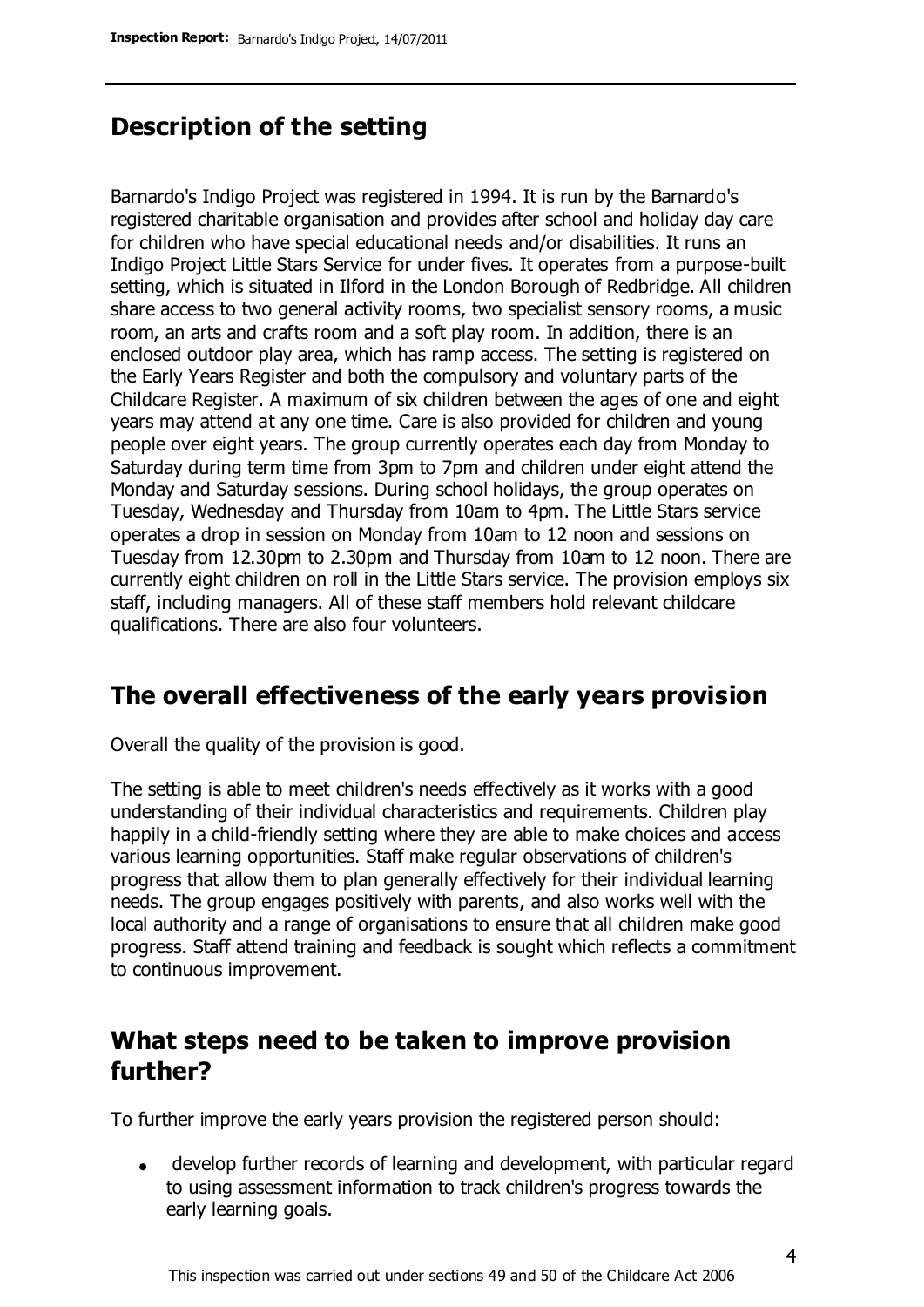## Description of the setting

Barnardo's Indigo Project was registered in 1994. It is run by the Barnardo's registered charitable organisation and provides after school and holiday day care for children who have special educational needs and/or disabilities. It runs an Indigo Project Little Stars Service for under fives. It operates from a purpose-built setting, which is situated in Ilford in the London Borough of Redbridge. All children share access to two general activity rooms, two specialist sensory rooms, a music room, an arts and crafts room and a soft play room. In addition, there is an enclosed outdoor play area, which has ramp access. The setting is registered on the Early Years Register and both the compulsory and voluntary parts of the Childcare Register. A maximum of six children between the ages of one and eight years may attend at any one time. Care is also provided for children and young people over eight years. The group currently operates each day from Monday to Saturday during term time from 3pm to 7pm and children under eight attend the Monday and Saturday sessions. During school holidays, the group operates on Tuesday, Wednesday and Thursday from 10am to 4pm. The Little Stars service operates a drop in session on Monday from 10am to 12 noon and sessions on Tuesday from 12.30pm to 2.30pm and Thursday from 10am to 12 noon. There are currently eight children on roll in the Little Stars service. The provision employs six staff, including managers. All of these staff members hold relevant childcare qualifications. There are also four volunteers.

## The overall effectiveness of the early years provision

Overall the quality of the provision is good.

The setting is able to meet children's needs effectively as it works with a good understanding of their individual characteristics and requirements. Children play happily in a child-friendly setting where they are able to make choices and access various learning opportunities. Staff make regular observations of children's progress that allow them to plan generally effectively for their individual learning needs. The group engages positively with parents, and also works well with the local authority and a range of organisations to ensure that all children make good progress. Staff attend training and feedback is sought which reflects a commitment to continuous improvement.

## What steps need to be taken to improve provision further?

To further improve the early years provision the registered person should:

- develop further records of learning and development, with particular regard to using assessment information to track children's progress towards the early learning goals.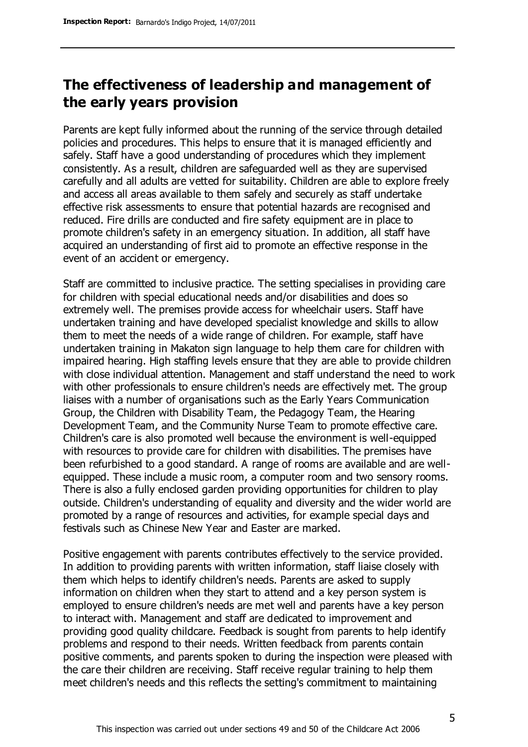## The effectiveness of leadership and management of the early years provision

Parents are kept fully informed about the running of the service through detailed policies and procedures. This helps to ensure that it is managed efficiently and safely. Staff have a good understanding of procedures which they implement consistently. As a result, children are safeguarded well as they are supervised carefully and all adults are vetted for suitability. Children are able to explore freely and access all areas available to them safely and securely as staff undertake effective risk assessments to ensure that potential hazards are recognised and reduced. Fire drills are conducted and fire safety equipment are in place to promote children's safety in an emergency situation. In addition, all staff have acquired an understanding of first aid to promote an effective response in the event of an accident or emergency.

Staff are committed to inclusive practice. The setting specialises in providing care for children with special educational needs and/or disabilities and does so extremely well. The premises provide access for wheelchair users. Staff have undertaken training and have developed specialist knowledge and skills to allow them to meet the needs of a wide range of children. For example, staff have undertaken training in Makaton sign language to help them care for children with impaired hearing. High staffing levels ensure that they are able to provide children with close individual attention. Management and staff understand the need to work with other professionals to ensure children's needs are effectively met. The group liaises with a number of organisations such as the Early Years Communication Group, the Children with Disability Team, the Pedagogy Team, the Hearing Development Team, and the Community Nurse Team to promote effective care. Children's care is also promoted well because the environment is well-equipped with resources to provide care for children with disabilities. The premises have been refurbished to a good standard. A range of rooms are available and are well-equipped. These include a music room, a computer room and two sensory rooms. There is also a fully enclosed garden providing opportunities for children to play outside. Children's understanding of equality and diversity and the wider world are promoted by a range of resources and activities, for example special days and festivals such as Chinese New Year and Easter are marked.

Positive engagement with parents contributes effectively to the service provided. In addition to providing parents with written information, staff liaise closely with them which helps to identify children's needs. Parents are asked to supply information on children when they start to attend and a key person system is employed to ensure children's needs are met well and parents have a key person to interact with. Management and staff are dedicated to improvement and providing good quality childcare. Feedback is sought from parents to help identify problems and respond to their needs. Written feedback from parents contain positive comments, and parents spoken to during the inspection were pleased with the care their children are receiving. Staff receive regular training to help them meet children's needs and this reflects the setting's commitment to maintaining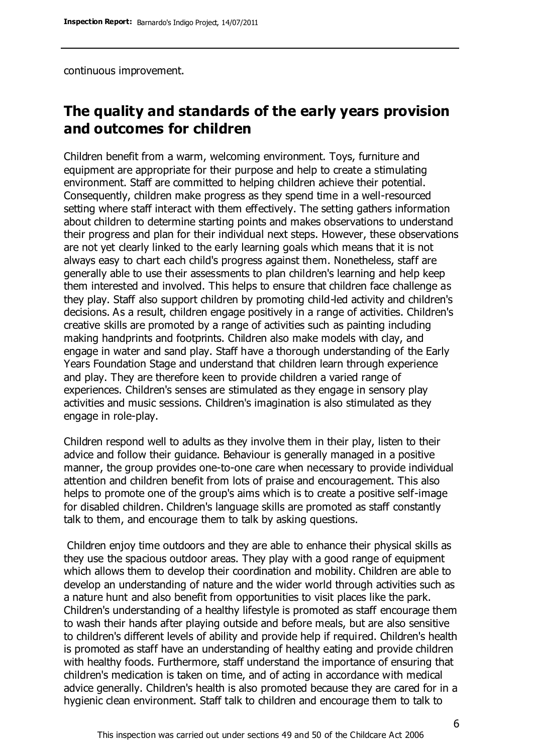continuous improvement.

## The quality and standards of the early years provision and outcomes for children

Children benefit from a warm, welcoming environment. Toys, furniture and equipment are appropriate for their purpose and help to create a stimulating environment. Staff are committed to helping children achieve their potential. Consequently, children make progress as they spend time in a well-resourced setting where staff interact with them effectively. The setting gathers information about children to determine starting points and makes observations to understand their progress and plan for their individual next steps. However, these observations are not yet clearly linked to the early learning goals which means that it is not always easy to chart each child's progress against them. Nonetheless, staff are generally able to use their assessments to plan children's learning and help keep them interested and involved. This helps to ensure that children face challenge as they play. Staff also support children by promoting child-led activity and children's decisions. As a result, children engage positively in a range of activities. Children's creative skills are promoted by a range of activities such as painting including making handprints and footprints. Children also make models with clay, and engage in water and sand play. Staff have a thorough understanding of the Early Years Foundation Stage and understand that children learn through experience and play. They are therefore keen to provide children a varied range of experiences. Children's senses are stimulated as they engage in sensory play activities and music sessions. Children's imagination is also stimulated as they engage in role-play.

Children respond well to adults as they involve them in their play, listen to their advice and follow their guidance. Behaviour is generally managed in a positive manner, the group provides one-to-one care when necessary to provide individual attention and children benefit from lots of praise and encouragement. This also helps to promote one of the group's aims which is to create a positive self-image for disabled children. Children's language skills are promoted as staff constantly talk to them, and encourage them to talk by asking questions.

Children enjoy time outdoors and they are able to enhance their physical skills as they use the spacious outdoor areas. They play with a good range of equipment which allows them to develop their coordination and mobility. Children are able to develop an understanding of nature and the wider world through activities such as a nature hunt and also benefit from opportunities to visit places like the park. Children's understanding of a healthy lifestyle is promoted as staff encourage them to wash their hands after playing outside and before meals, but are also sensitive to children's different levels of ability and provide help if required. Children's health is promoted as staff have an understanding of healthy eating and provide children with healthy foods. Furthermore, staff understand the importance of ensuring that children's medication is taken on time, and of acting in accordance with medical advice generally. Children's health is also promoted because they are cared for in a hygienic clean environment. Staff talk to children and encourage them to talk to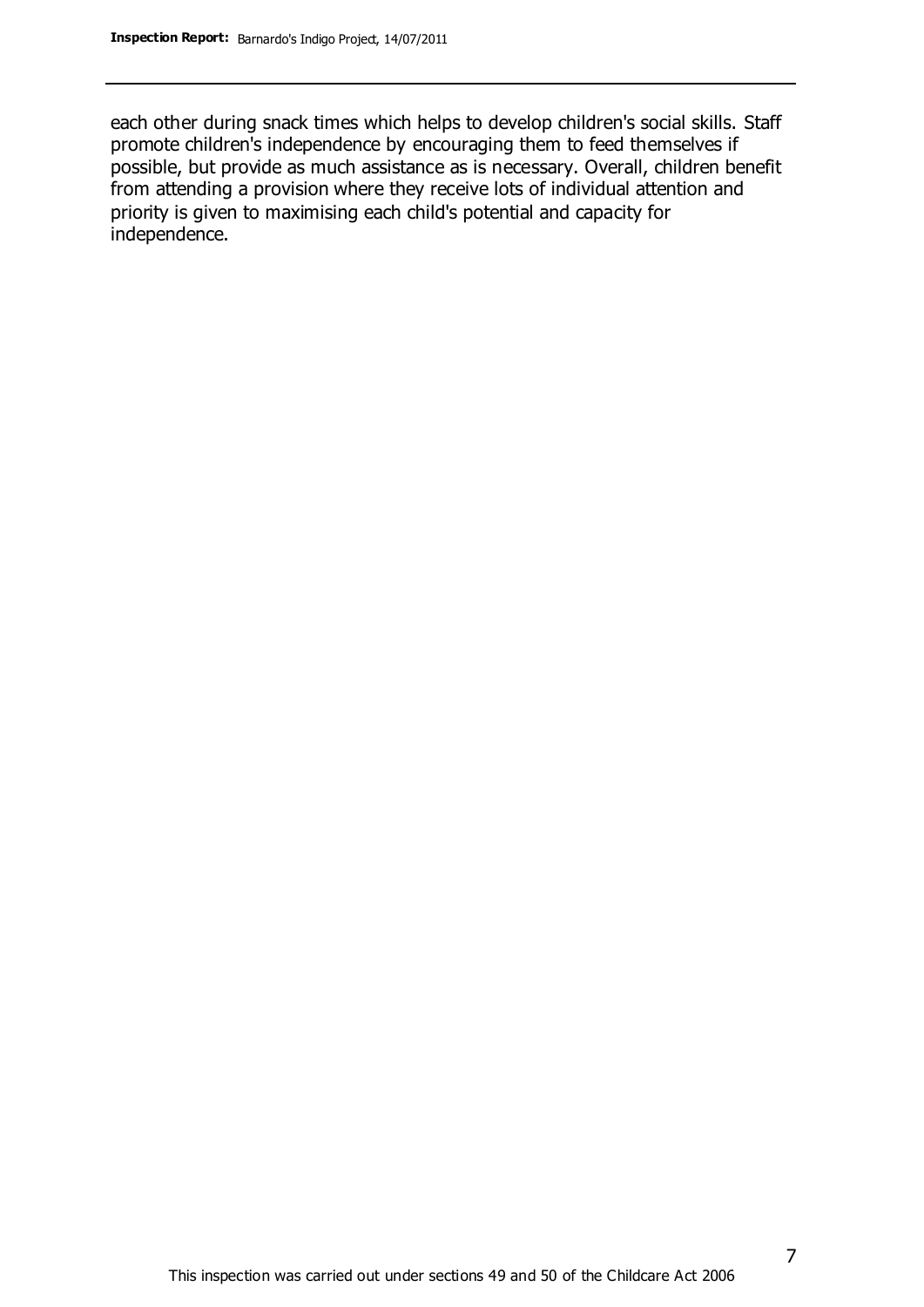each other during snack times which helps to develop children's social skills. Staff promote children's independence by encouraging them to feed themselves if possible, but provide as much assistance as is necessary. Overall, children benefit from attending a provision where they receive lots of individual attention and priority is given to maximising each child's potential and capacity for independence.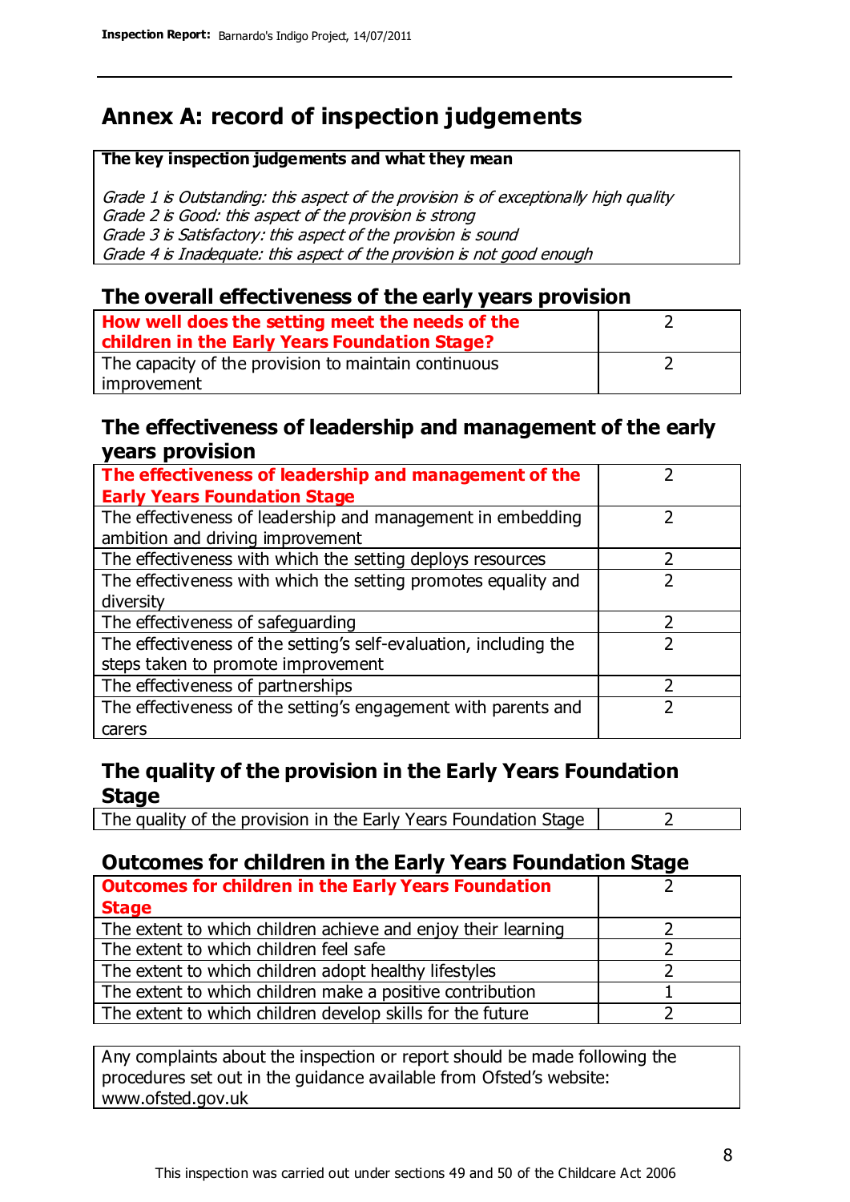# Annex A: record of inspection judgements

**The key inspection judgements and what they mean**

*Grade 1 is Outstanding: this aspect of the provision is of exceptionally high quality*
*Grade 2 is Good: this aspect of the provision is strong*
*Grade 3 is Satisfactory: this aspect of the provision is sound*
*Grade 4 is Inadequate: this aspect of the provision is not good enough*

## The overall effectiveness of the early years provision

| | |
|---|---|
| **How well does the setting meet the needs of the children in the Early Years Foundation Stage?** | 2 |
| The capacity of the provision to maintain continuous improvement | 2 |

## The effectiveness of leadership and management of the early years provision

| | |
|---|---|
| **The effectiveness of leadership and management of the Early Years Foundation Stage** | 2 |
| The effectiveness of leadership and management in embedding ambition and driving improvement | 2 |
| The effectiveness with which the setting deploys resources | 2 |
| The effectiveness with which the setting promotes equality and diversity | 2 |
| The effectiveness of safeguarding | 2 |
| The effectiveness of the setting's self-evaluation, including the steps taken to promote improvement | 2 |
| The effectiveness of partnerships | 2 |
| The effectiveness of the setting's engagement with parents and carers | 2 |

## The quality of the provision in the Early Years Foundation Stage

| | |
|---|---|
| The quality of the provision in the Early Years Foundation Stage | 2 |

## Outcomes for children in the Early Years Foundation Stage

| | |
|---|---|
| **Outcomes for children in the Early Years Foundation Stage** | 2 |
| The extent to which children achieve and enjoy their learning | 2 |
| The extent to which children feel safe | 2 |
| The extent to which children adopt healthy lifestyles | 2 |
| The extent to which children make a positive contribution | 1 |
| The extent to which children develop skills for the future | 2 |

Any complaints about the inspection or report should be made following the procedures set out in the guidance available from Ofsted's website: www.ofsted.gov.uk

This inspection was carried out under sections 49 and 50 of the Childcare Act 2006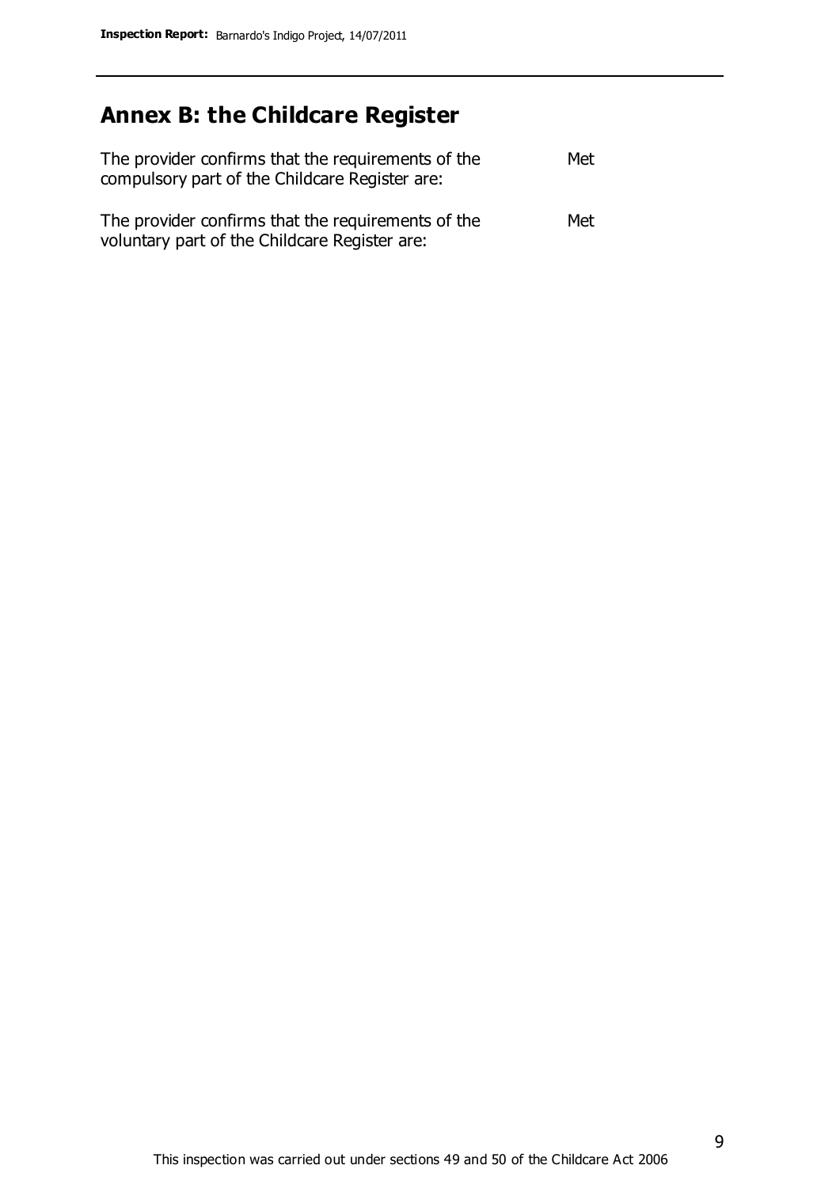## Annex B: the Childcare Register

| | |
|---|---|
| The provider confirms that the requirements of the compulsory part of the Childcare Register are: | Met |
| The provider confirms that the requirements of the voluntary part of the Childcare Register are: | Met |

This inspection was carried out under sections 49 and 50 of the Childcare Act 2006